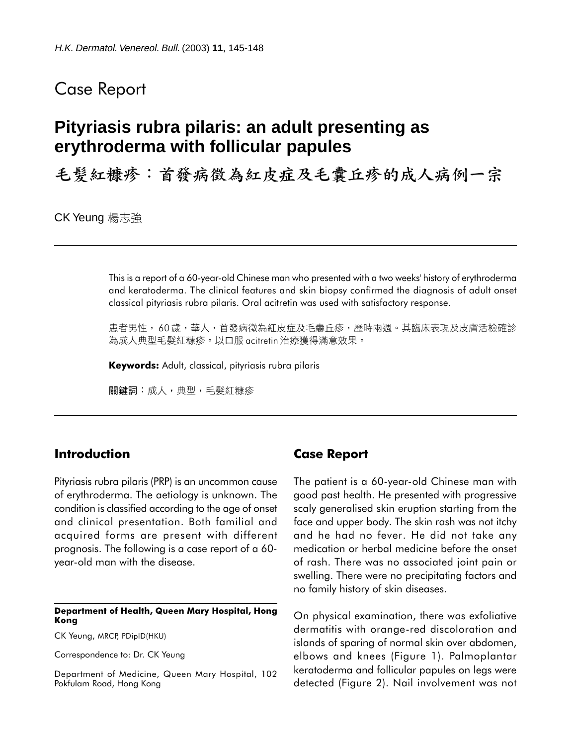Case Report

# Pityriasis rubra pilaris: an adult presenting as erythroderma with follicular papules

# 毛髮紅糠疹：首發病徵為紅皮症及毛囊丘疹的成人病例一宗

CK Yeung 楊志強

This is a report of a 60-year-old Chinese man who presented with a two weeks' history of erythroderma and keratoderma. The clinical features and skin biopsy confirmed the diagnosis of adult onset classical pityriasis rubra pilaris. Oral acitretin was used with satisfactory response.

患者男性，60歲，華人，首發病徵為紅皮症及毛囊丘疹，歷時兩週。其臨床表現及皮膚活檢確診為成人典型毛髮紅糠疹。以口服 acitretin 治療獲得滿意效果。

**Keywords:** Adult, classical, pityriasis rubra pilaris

**關鍵詞**：成人，典型，毛髮紅糠疹

## Introduction

Pityriasis rubra pilaris (PRP) is an uncommon cause of erythroderma. The aetiology is unknown. The condition is classified according to the age of onset and clinical presentation. Both familial and acquired forms are present with different prognosis. The following is a case report of a 60-year-old man with the disease.

**Department of Health, Queen Mary Hospital, Hong Kong**

CK Yeung, MRCP, PDipID(HKU)

Correspondence to: Dr. CK Yeung

Department of Medicine, Queen Mary Hospital, 102 Pokfulam Road, Hong Kong

## Case Report

The patient is a 60-year-old Chinese man with good past health. He presented with progressive scaly generalised skin eruption starting from the face and upper body. The skin rash was not itchy and he had no fever. He did not take any medication or herbal medicine before the onset of rash. There was no associated joint pain or swelling. There were no precipitating factors and no family history of skin diseases.

On physical examination, there was exfoliative dermatitis with orange-red discoloration and islands of sparing of normal skin over abdomen, elbows and knees (Figure 1). Palmoplantar keratoderma and follicular papules on legs were detected (Figure 2). Nail involvement was not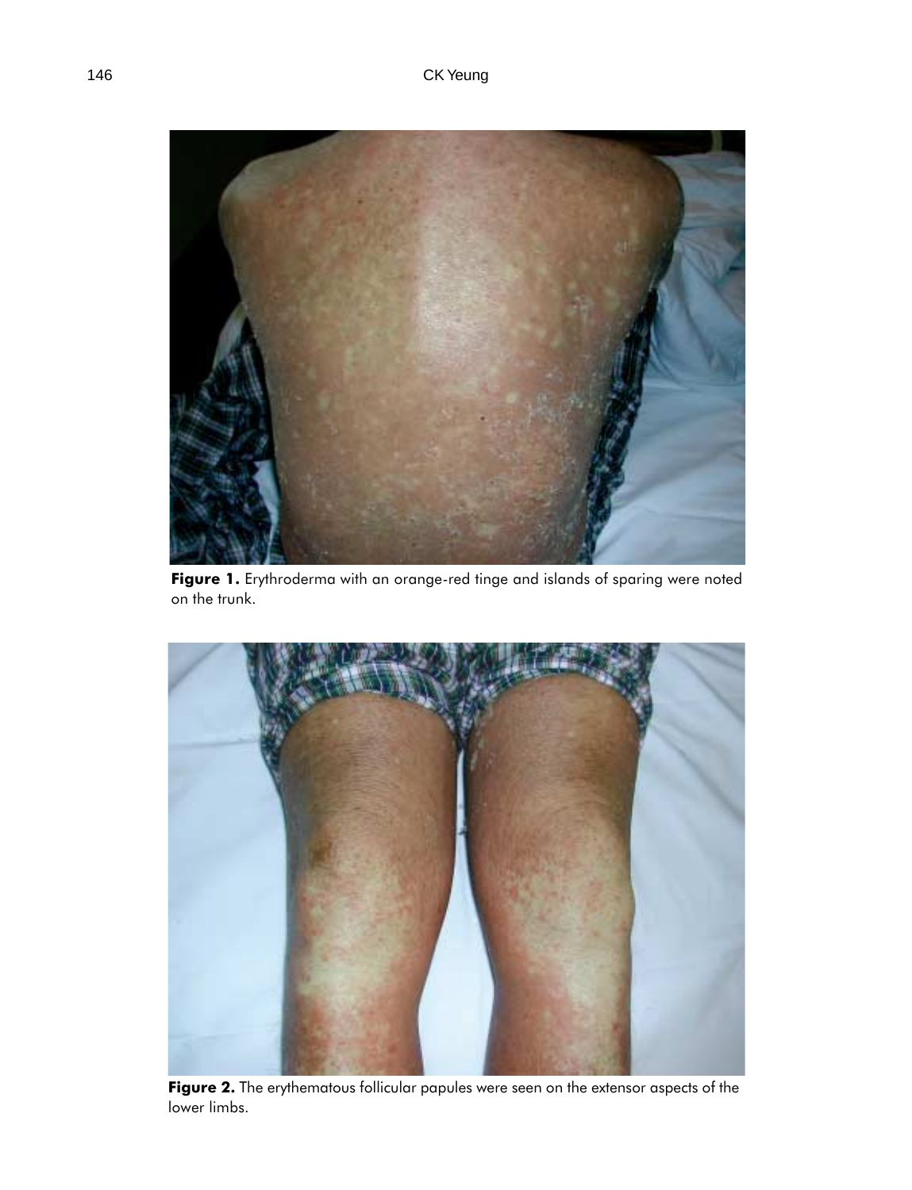**Figure 1.** Erythroderma with an orange-red tinge and islands of sparing were noted on the trunk.

**Figure 2.** The erythematous follicular papules were seen on the extensor aspects of the lower limbs.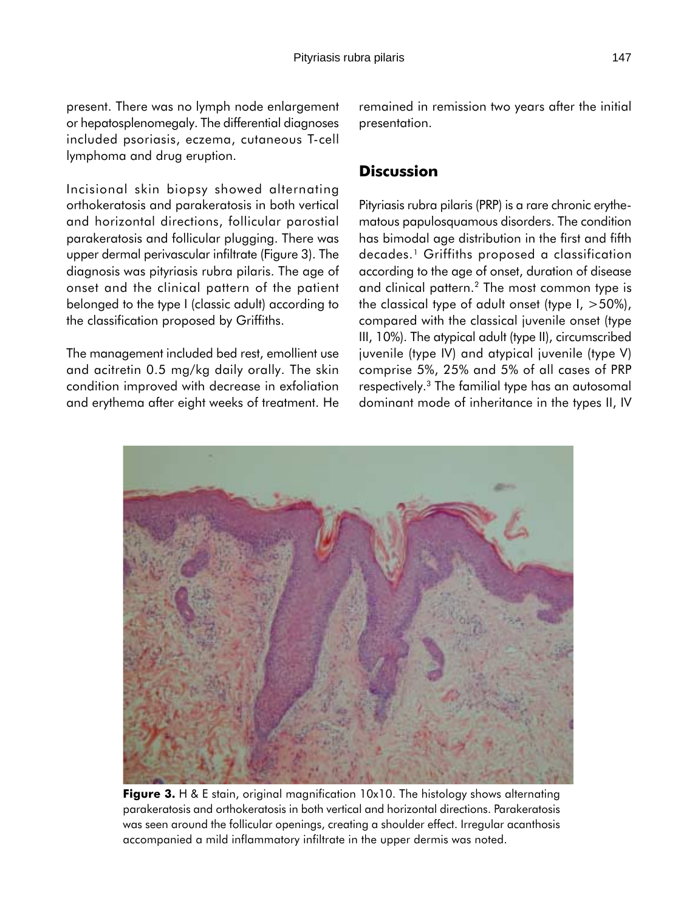present. There was no lymph node enlargement or hepatosplenomegaly. The differential diagnoses included psoriasis, eczema, cutaneous T-cell lymphoma and drug eruption.

Incisional skin biopsy showed alternating orthokeratosis and parakeratosis in both vertical and horizontal directions, follicular parostial parakeratosis and follicular plugging. There was upper dermal perivascular infiltrate (Figure 3). The diagnosis was pityriasis rubra pilaris. The age of onset and the clinical pattern of the patient belonged to the type I (classic adult) according to the classification proposed by Griffiths.

The management included bed rest, emollient use and acitretin 0.5 mg/kg daily orally. The skin condition improved with decrease in exfoliation and erythema after eight weeks of treatment. He remained in remission two years after the initial presentation.

## Discussion

Pityriasis rubra pilaris (PRP) is a rare chronic erythematous papulosquamous disorders. The condition has bimodal age distribution in the first and fifth decades.[1] Griffiths proposed a classification according to the age of onset, duration of disease and clinical pattern.[2] The most common type is the classical type of adult onset (type I, >50%), compared with the classical juvenile onset (type III, 10%). The atypical adult (type II), circumscribed juvenile (type IV) and atypical juvenile (type V) comprise 5%, 25% and 5% of all cases of PRP respectively.[3] The familial type has an autosomal dominant mode of inheritance in the types II, IV

**Figure 3.** H & E stain, original magnification 10x10. The histology shows alternating parakeratosis and orthokeratosis in both vertical and horizontal directions. Parakeratosis was seen around the follicular openings, creating a shoulder effect. Irregular acanthosis accompanied a mild inflammatory infiltrate in the upper dermis was noted.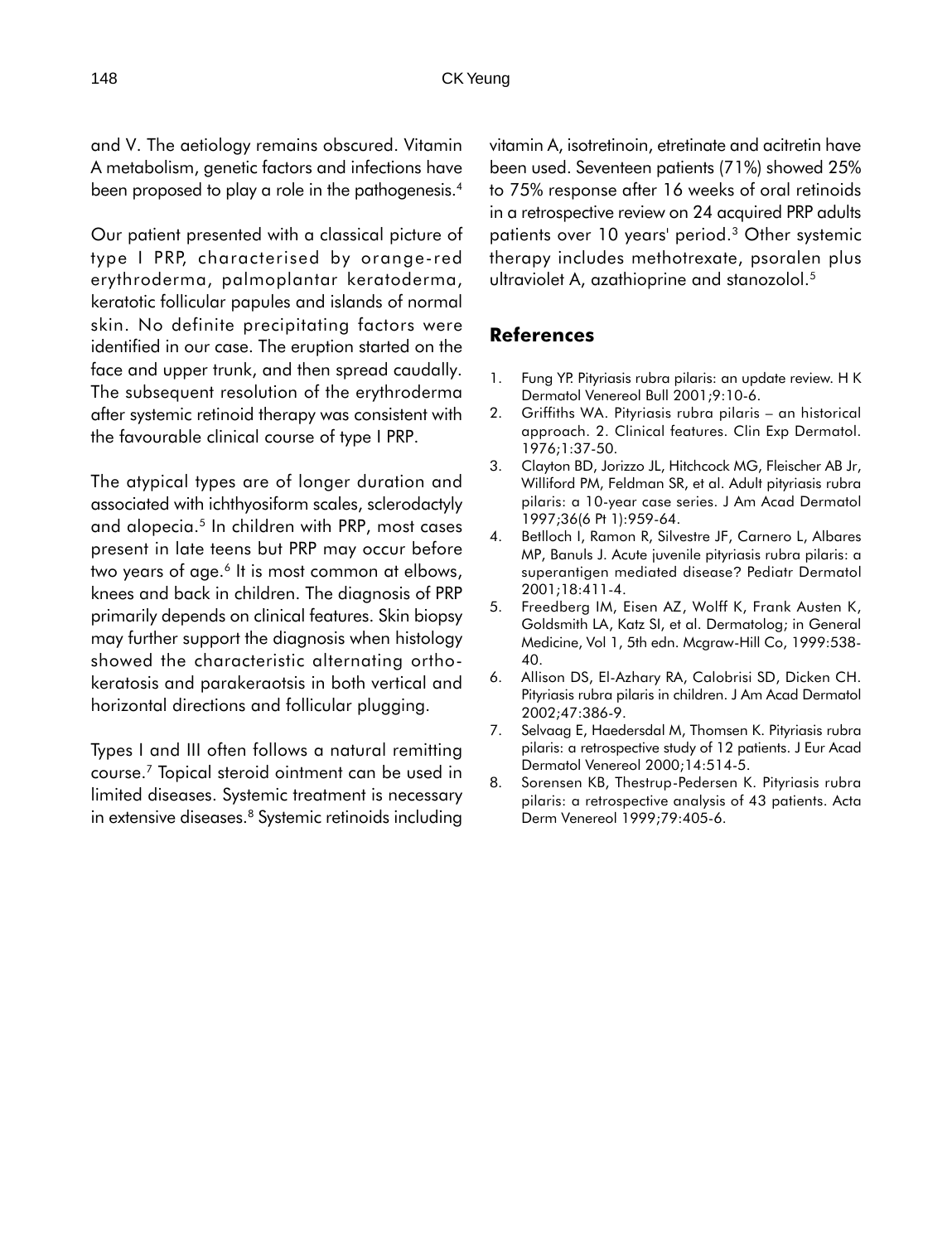and V. The aetiology remains obscured. Vitamin A metabolism, genetic factors and infections have been proposed to play a role in the pathogenesis.[4]

Our patient presented with a classical picture of type I PRP, characterised by orange-red erythroderma, palmoplantar keratoderma, keratotic follicular papules and islands of normal skin. No definite precipitating factors were identified in our case. The eruption started on the face and upper trunk, and then spread caudally. The subsequent resolution of the erythroderma after systemic retinoid therapy was consistent with the favourable clinical course of type I PRP.

The atypical types are of longer duration and associated with ichthyosiform scales, sclerodactyly and alopecia.[5] In children with PRP, most cases present in late teens but PRP may occur before two years of age.[6] It is most common at elbows, knees and back in children. The diagnosis of PRP primarily depends on clinical features. Skin biopsy may further support the diagnosis when histology showed the characteristic alternating orthokeratosis and parakeraotsis in both vertical and horizontal directions and follicular plugging.

Types I and III often follows a natural remitting course.[7] Topical steroid ointment can be used in limited diseases. Systemic treatment is necessary in extensive diseases.[8] Systemic retinoids including vitamin A, isotretinoin, etretinate and acitretin have been used. Seventeen patients (71%) showed 25% to 75% response after 16 weeks of oral retinoids in a retrospective review on 24 acquired PRP adults patients over 10 years' period.[3] Other systemic therapy includes methotrexate, psoralen plus ultraviolet A, azathioprine and stanozolol.[5]

## References

1. Fung YP. Pityriasis rubra pilaris: an update review. H K Dermatol Venereol Bull 2001;9:10-6.
2. Griffiths WA. Pityriasis rubra pilaris – an historical approach. 2. Clinical features. Clin Exp Dermatol. 1976;1:37-50.
3. Clayton BD, Jorizzo JL, Hitchcock MG, Fleischer AB Jr, Williford PM, Feldman SR, et al. Adult pityriasis rubra pilaris: a 10-year case series. J Am Acad Dermatol 1997;36(6 Pt 1):959-64.
4. Betlloch I, Ramon R, Silvestre JF, Carnero L, Albares MP, Banuls J. Acute juvenile pityriasis rubra pilaris: a superantigen mediated disease? Pediatr Dermatol 2001;18:411-4.
5. Freedberg IM, Eisen AZ, Wolff K, Frank Austen K, Goldsmith LA, Katz SI, et al. Dermatolog; in General Medicine, Vol 1, 5th edn. Mcgraw-Hill Co, 1999:538-40.
6. Allison DS, El-Azhary RA, Calobrisi SD, Dicken CH. Pityriasis rubra pilaris in children. J Am Acad Dermatol 2002;47:386-9.
7. Selvaag E, Haedersdal M, Thomsen K. Pityriasis rubra pilaris: a retrospective study of 12 patients. J Eur Acad Dermatol Venereol 2000;14:514-5.
8. Sorensen KB, Thestrup-Pedersen K. Pityriasis rubra pilaris: a retrospective analysis of 43 patients. Acta Derm Venereol 1999;79:405-6.